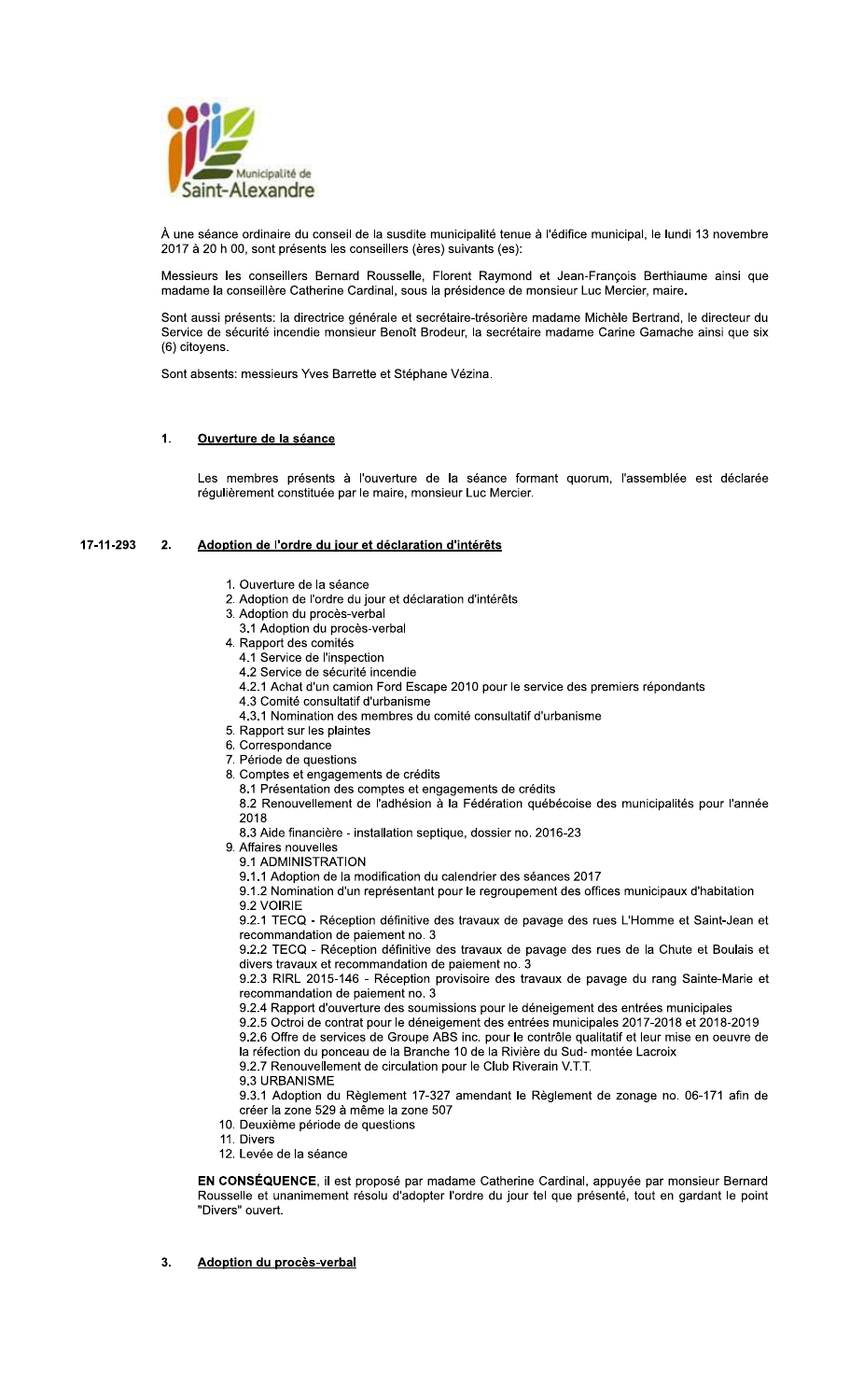Municipalité de Saint-Alexandre

À une séance ordinaire du conseil de la susdite municipalité tenue à l'édifice municipal, le lundi 13 novembre 2017 à 20 h 00, sont présents les conseillers (ères) suivants (es):

Messieurs les conseillers Bernard Rousselle, Florent Raymond et Jean-François Berthiaume ainsi que madame la conseillère Catherine Cardinal, sous la présidence de monsieur Luc Mercier, maire.

Sont aussi présents: la directrice générale et secrétaire-trésorière madame Michèle Bertrand, le directeur du Service de sécurité incendie monsieur Benoît Brodeur, la secrétaire madame Carine Gamache ainsi que six (6) citoyens.

Sont absents: messieurs Yves Barrette et Stéphane Vézina.

## 1. Ouverture de la séance

Les membres présents à l'ouverture de la séance formant quorum, l'assemblée est déclarée régulièrement constituée par le maire, monsieur Luc Mercier.

## 17-11-293 2. Adoption de l'ordre du jour et déclaration d'intérêts

1. Ouverture de la séance
2. Adoption de l'ordre du jour et déclaration d'intérêts
3. Adoption du procès-verbal
   3.1 Adoption du procès-verbal
4. Rapport des comités
   4.1 Service de l'inspection
   4.2 Service de sécurité incendie
   4.2.1 Achat d'un camion Ford Escape 2010 pour le service des premiers répondants
   4.3 Comité consultatif d'urbanisme
   4.3.1 Nomination des membres du comité consultatif d'urbanisme
5. Rapport sur les plaintes
6. Correspondance
7. Période de questions
8. Comptes et engagements de crédits
   8.1 Présentation des comptes et engagements de crédits
   8.2 Renouvellement de l'adhésion à la Fédération québécoise des municipalités pour l'année 2018
   8.3 Aide financière - installation septique, dossier no. 2016-23
9. Affaires nouvelles
   9.1 ADMINISTRATION
   9.1.1 Adoption de la modification du calendrier des séances 2017
   9.1.2 Nomination d'un représentant pour le regroupement des offices municipaux d'habitation
   9.2 VOIRIE
   9.2.1 TECQ - Réception définitive des travaux de pavage des rues L'Homme et Saint-Jean et recommandation de paiement no. 3
   9.2.2 TECQ - Réception définitive des travaux de pavage des rues de la Chute et Boulais et divers travaux et recommandation de paiement no. 3
   9.2.3 RIRL 2015-146 - Réception provisoire des travaux de pavage du rang Sainte-Marie et recommandation de paiement no. 3
   9.2.4 Rapport d'ouverture des soumissions pour le déneigement des entrées municipales
   9.2.5 Octroi de contrat pour le déneigement des entrées municipales 2017-2018 et 2018-2019
   9.2.6 Offre de services de Groupe ABS inc. pour le contrôle qualitatif et leur mise en oeuvre de la réfection du ponceau de la Branche 10 de la Rivière du Sud- montée Lacroix
   9.2.7 Renouvellement de circulation pour le Club Riverain V.T.T.
   9.3 URBANISME
   9.3.1 Adoption du Règlement 17-327 amendant le Règlement de zonage no. 06-171 afin de créer la zone 529 à même la zone 507
10. Deuxième période de questions
11. Divers
12. Levée de la séance

**EN CONSÉQUENCE**, il est proposé par madame Catherine Cardinal, appuyée par monsieur Bernard Rousselle et unanimement résolu d'adopter l'ordre du jour tel que présenté, tout en gardant le point "Divers" ouvert.

## 3. Adoption du procès-verbal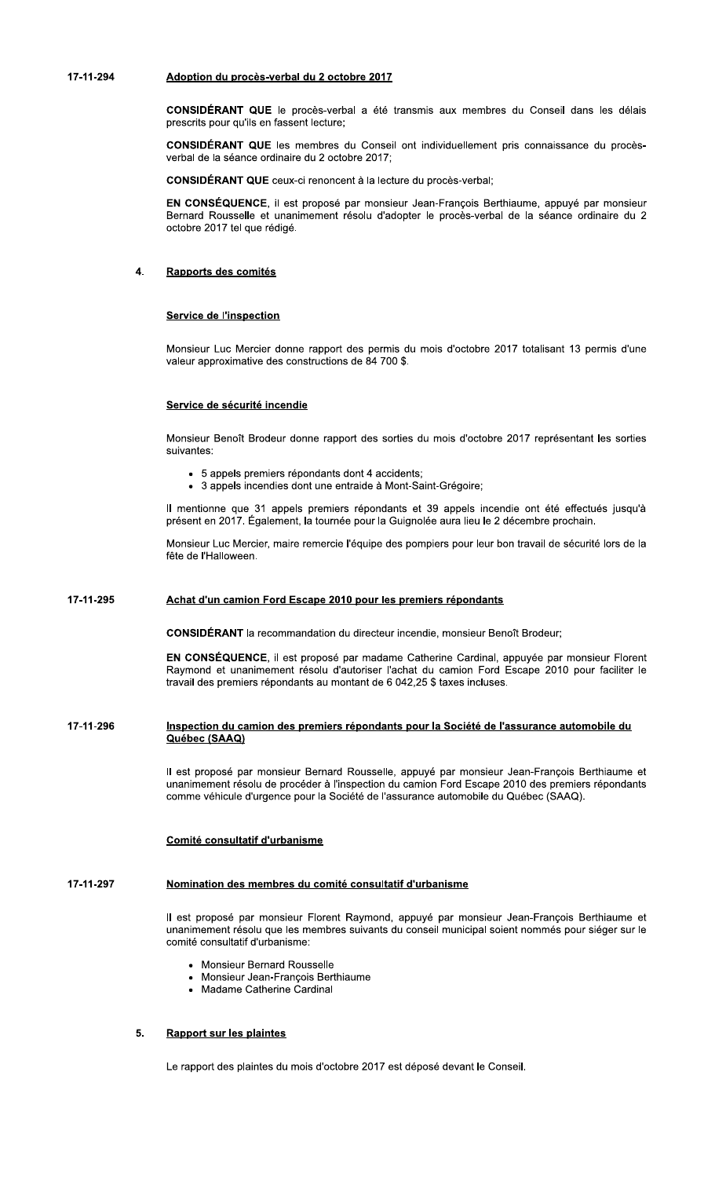**17-11-294** **Adoption du procès-verbal du 2 octobre 2017**

**CONSIDÉRANT QUE** le procès-verbal a été transmis aux membres du Conseil dans les délais prescrits pour qu'ils en fassent lecture;

**CONSIDÉRANT QUE** les membres du Conseil ont individuellement pris connaissance du procès-verbal de la séance ordinaire du 2 octobre 2017;

**CONSIDÉRANT QUE** ceux-ci renoncent à la lecture du procès-verbal;

**EN CONSÉQUENCE**, il est proposé par monsieur Jean-François Berthiaume, appuyé par monsieur Bernard Rousselle et unanimement résolu d'adopter le procès-verbal de la séance ordinaire du 2 octobre 2017 tel que rédigé.

## 4. Rapports des comités

### Service de l'inspection

Monsieur Luc Mercier donne rapport des permis du mois d'octobre 2017 totalisant 13 permis d'une valeur approximative des constructions de 84 700 $.

### Service de sécurité incendie

Monsieur Benoît Brodeur donne rapport des sorties du mois d'octobre 2017 représentant les sorties suivantes:

- 5 appels premiers répondants dont 4 accidents;
- 3 appels incendies dont une entraide à Mont-Saint-Grégoire;

Il mentionne que 31 appels premiers répondants et 39 appels incendie ont été effectués jusqu'à présent en 2017. Également, la tournée pour la Guignolée aura lieu le 2 décembre prochain.

Monsieur Luc Mercier, maire remercie l'équipe des pompiers pour leur bon travail de sécurité lors de la fête de l'Halloween.

**17-11-295** **Achat d'un camion Ford Escape 2010 pour les premiers répondants**

**CONSIDÉRANT** la recommandation du directeur incendie, monsieur Benoît Brodeur;

**EN CONSÉQUENCE**, il est proposé par madame Catherine Cardinal, appuyée par monsieur Florent Raymond et unanimement résolu d'autoriser l'achat du camion Ford Escape 2010 pour faciliter le travail des premiers répondants au montant de 6 042,25 $ taxes incluses.

**17-11-296** **Inspection du camion des premiers répondants pour la Société de l'assurance automobile du Québec (SAAQ)**

Il est proposé par monsieur Bernard Rousselle, appuyé par monsieur Jean-François Berthiaume et unanimement résolu de procéder à l'inspection du camion Ford Escape 2010 des premiers répondants comme véhicule d'urgence pour la Société de l'assurance automobile du Québec (SAAQ).

### Comité consultatif d'urbanisme

**17-11-297** **Nomination des membres du comité consultatif d'urbanisme**

Il est proposé par monsieur Florent Raymond, appuyé par monsieur Jean-François Berthiaume et unanimement résolu que les membres suivants du conseil municipal soient nommés pour siéger sur le comité consultatif d'urbanisme:

- Monsieur Bernard Rousselle
- Monsieur Jean-François Berthiaume
- Madame Catherine Cardinal

## 5. Rapport sur les plaintes

Le rapport des plaintes du mois d'octobre 2017 est déposé devant le Conseil.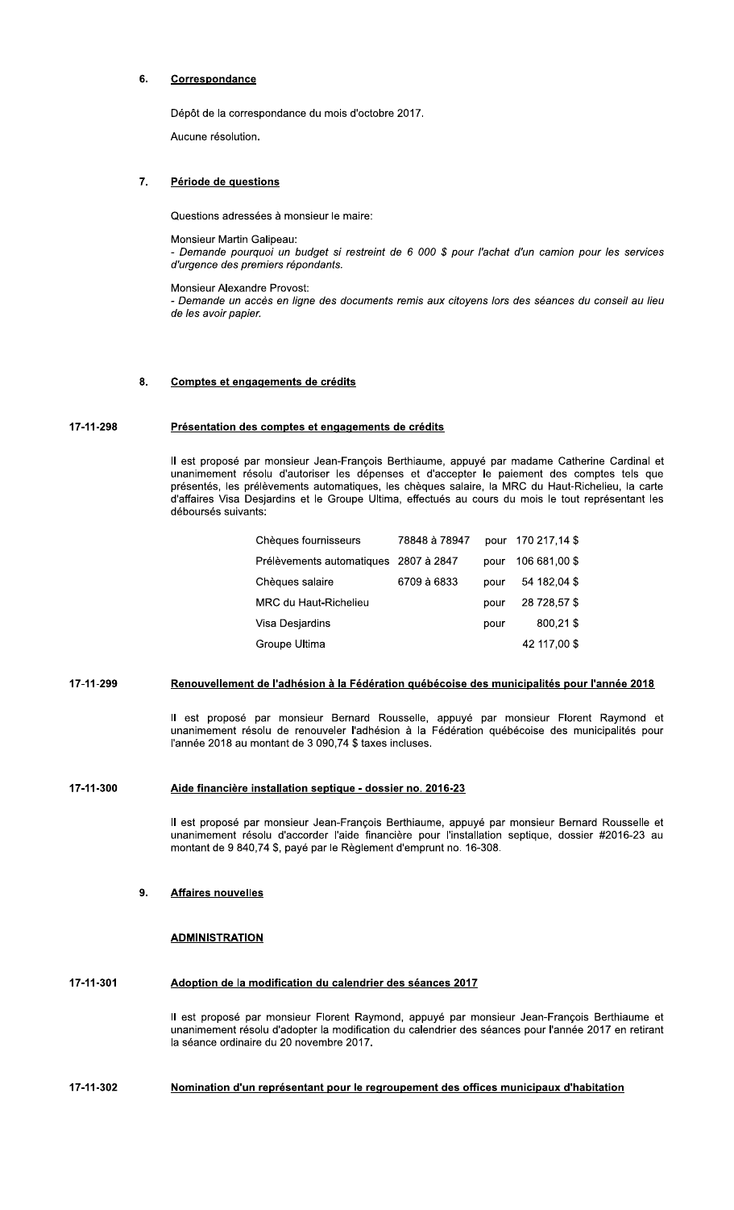## 6. Correspondance

Dépôt de la correspondance du mois d'octobre 2017.

Aucune résolution.

## 7. Période de questions

Questions adressées à monsieur le maire:

Monsieur Martin Galipeau:
*- Demande pourquoi un budget si restreint de 6 000 $ pour l'achat d'un camion pour les services d'urgence des premiers répondants.*

Monsieur Alexandre Provost:
*- Demande un accès en ligne des documents remis aux citoyens lors des séances du conseil au lieu de les avoir papier.*

## 8. Comptes et engagements de crédits

### 17-11-298 Présentation des comptes et engagements de crédits

Il est proposé par monsieur Jean-François Berthiaume, appuyé par madame Catherine Cardinal et unanimement résolu d'autoriser les dépenses et d'accepter le paiement des comptes tels que présentés, les prélèvements automatiques, les chèques salaire, la MRC du Haut-Richelieu, la carte d'affaires Visa Desjardins et le Groupe Ultima, effectués au cours du mois le tout représentant les déboursés suivants:

| | | | |
|---|---|---|---|
| Chèques fournisseurs | 78848 à 78947 | pour | 170 217,14 $ |
| Prélèvements automatiques | 2807 à 2847 | pour | 106 681,00 $ |
| Chèques salaire | 6709 à 6833 | pour | 54 182,04 $ |
| MRC du Haut-Richelieu | | pour | 28 728,57 $ |
| Visa Desjardins | | pour | 800,21 $ |
| Groupe Ultima | | | 42 117,00 $ |

### 17-11-299 Renouvellement de l'adhésion à la Fédération québécoise des municipalités pour l'année 2018

Il est proposé par monsieur Bernard Rousselle, appuyé par monsieur Florent Raymond et unanimement résolu de renouveler l'adhésion à la Fédération québécoise des municipalités pour l'année 2018 au montant de 3 090,74 $ taxes incluses.

### 17-11-300 Aide financière installation septique - dossier no. 2016-23

Il est proposé par monsieur Jean-François Berthiaume, appuyé par monsieur Bernard Rousselle et unanimement résolu d'accorder l'aide financière pour l'installation septique, dossier #2016-23 au montant de 9 840,74 $, payé par le Règlement d'emprunt no. 16-308.

## 9. Affaires nouvelles

**ADMINISTRATION**

### 17-11-301 Adoption de la modification du calendrier des séances 2017

Il est proposé par monsieur Florent Raymond, appuyé par monsieur Jean-François Berthiaume et unanimement résolu d'adopter la modification du calendrier des séances pour l'année 2017 en retirant la séance ordinaire du 20 novembre 2017.

### 17-11-302 Nomination d'un représentant pour le regroupement des offices municipaux d'habitation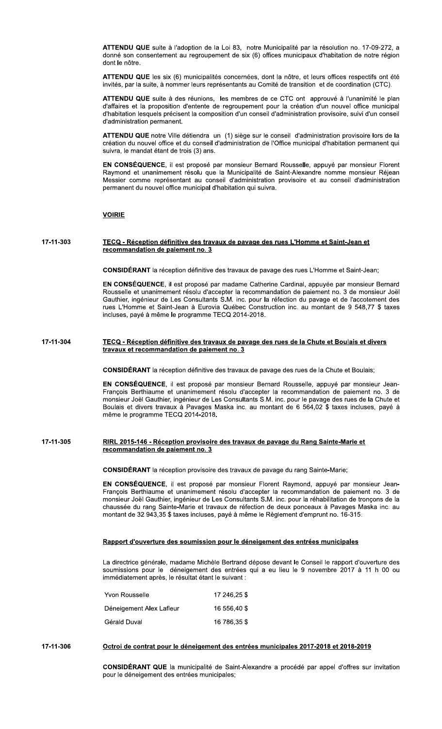**ATTENDU QUE** suite à l'adoption de la Loi 83, notre Municipalité par la résolution no. 17-09-272, a donné son consentement au regroupement de six (6) offices municipaux d'habitation de notre région dont le nôtre.

**ATTENDU QUE** les six (6) municipalités concernées, dont la nôtre, et leurs offices respectifs ont été invités, par la suite, à nommer leurs représentants au Comité de transition et de coordination (CTC).

**ATTENDU QUE** suite à des réunions, les membres de ce CTC ont approuvé à l'unanimité le plan d'affaires et la proposition d'entente de regroupement pour la création d'un nouvel office municipal d'habitation lesquels précisent la composition d'un conseil d'administration provisoire, suivi d'un conseil d'administration permanent.

**ATTENDU QUE** notre Ville détiendra un (1) siège sur le conseil d'administration provisoire lors de la création du nouvel office et du conseil d'administration de l'Office municipal d'habitation permanent qui suivra, le mandat étant de trois (3) ans.

**EN CONSÉQUENCE**, il est proposé par monsieur Bernard Rousselle, appuyé par monsieur Florent Raymond et unanimement résolu que la Municipalité de Saint-Alexandre nomme monsieur Réjean Messier comme représentant au conseil d'administration provisoire et au conseil d'administration permanent du nouvel office municipal d'habitation qui suivra.

**VOIRIE**

**17-11-303** **TECQ - Réception définitive des travaux de pavage des rues L'Homme et Saint-Jean et recommandation de paiement no. 3**

**CONSIDÉRANT** la réception définitive des travaux de pavage des rues L'Homme et Saint-Jean;

**EN CONSÉQUENCE**, il est proposé par madame Catherine Cardinal, appuyée par monsieur Bernard Rousselle et unanimement résolu d'accepter la recommandation de paiement no. 3 de monsieur Joël Gauthier, ingénieur de Les Consultants S.M. inc. pour la réfection du pavage et de l'accotement des rues L'Homme et Saint-Jean à Eurovia Québec Construction inc. au montant de 9 548,77 $ taxes incluses, payé à même le programme TECQ 2014-2018.

**17-11-304** **TECQ - Réception définitive des travaux de pavage des rues de la Chute et Boulais et divers travaux et recommandation de paiement no. 3**

**CONSIDÉRANT** la réception définitive des travaux de pavage des rues de la Chute et Boulais;

**EN CONSÉQUENCE**, il est proposé par monsieur Bernard Rousselle, appuyé par monsieur Jean-François Berthiaume et unanimement résolu d'accepter la recommandation de paiement no. 3 de monsieur Joël Gauthier, ingénieur de Les Consultants S.M. inc. pour le pavage des rues de la Chute et Boulais et divers travaux à Pavages Maska inc. au montant de 6 564,02 $ taxes incluses, payé à même le programme TECQ 2014-2018.

**17-11-305** **RIRL 2015-146 - Réception provisoire des travaux de pavage du Rang Sainte-Marie et recommandation de paiement no. 3**

**CONSIDÉRANT** la réception provisoire des travaux de pavage du rang Sainte-Marie;

**EN CONSÉQUENCE**, il est proposé par monsieur Florent Raymond, appuyé par monsieur Jean-François Berthiaume et unanimement résolu d'accepter la recommandation de paiement no. 3 de monsieur Joël Gauthier, ingénieur de Les Consultants S.M. inc. pour la réhabilitation de tronçons de la chaussée du rang Sainte-Marie et travaux de réfection de deux ponceaux à Pavages Maska inc. au montant de 32 943,35 $ taxes incluses, payé à même le Règlement d'emprunt no. 16-315.

**Rapport d'ouverture des soumission pour le déneigement des entrées municipales**

La directrice générale, madame Michèle Bertrand dépose devant le Conseil le rapport d'ouverture des soumissions pour le déneigement des entrées qui a eu lieu le 9 novembre 2017 à 11 h 00 ou immédiatement après, le résultat étant le suivant :

| | |
|---|---|
| Yvon Rousselle | 17 246,25 $ |
| Déneigement Alex Lafleur | 16 556,40 $ |
| Gérald Duval | 16 786,35 $ |

**17-11-306** **Octroi de contrat pour le déneigement des entrées municipales 2017-2018 et 2018-2019**

**CONSIDÉRANT QUE** la municipalité de Saint-Alexandre a procédé par appel d'offres sur invitation pour le déneigement des entrées municipales;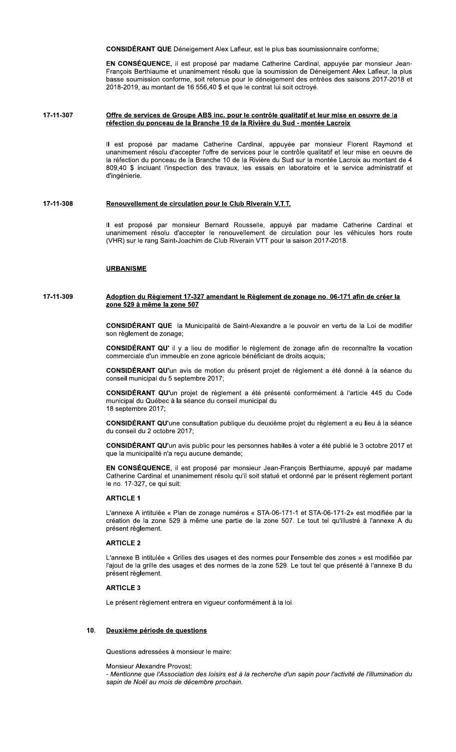**CONSIDÉRANT QUE** Déneigement Alex Lafleur, est le plus bas soumissionnaire conforme;

**EN CONSÉQUENCE**, il est proposé par madame Catherine Cardinal, appuyée par monsieur Jean-François Berthiaume et unanimement résolu que la soumission de Déneigement Alex Lafleur, la plus basse soumission conforme, soit retenue pour le déneigement des entrées des saisons 2017-2018 et 2018-2019, au montant de 16 556,40 $ et que le contrat lui soit octroyé.

**17-11-307** **Offre de services de Groupe ABS inc. pour le contrôle qualitatif et leur mise en oeuvre de la réfection du ponceau de la Branche 10 de la Rivière du Sud - montée Lacroix**

Il est proposé par madame Catherine Cardinal, appuyée par monsieur Florent Raymond et unanimement résolu d'accepter l'offre de services pour le contrôle qualitatif et leur mise en oeuvre de la réfection du ponceau de la Branche 10 de la Rivière du Sud sur la montée Lacroix au montant de 4 809,40 $ incluant l'inspection des travaux, les essais en laboratoire et le service administratif et d'ingénierie.

**17-11-308** **Renouvellement de circulation pour le Club Riverain V.T.T.**

Il est proposé par monsieur Bernard Rousselle, appuyé par madame Catherine Cardinal et unanimement résolu d'accepter le renouvellement de circulation pour les véhicules hors route (VHR) sur le rang Saint-Joachim de Club Riverain VTT pour la saison 2017-2018.

**URBANISME**

**17-11-309** **Adoption du Règlement 17-327 amendant le Règlement de zonage no. 06-171 afin de créer la zone 529 à même la zone 507**

**CONSIDÉRANT QUE** la Municipalité de Saint-Alexandre a le pouvoir en vertu de la Loi de modifier son règlement de zonage;

**CONSIDÉRANT QU'** il y a lieu de modifier le règlement de zonage afin de reconnaître la vocation commerciale d'un immeuble en zone agricole bénéficiant de droits acquis;

**CONSIDÉRANT QU'**un avis de motion du présent projet de règlement a été donné à la séance du conseil municipal du 5 septembre 2017;

**CONSIDÉRANT QU'**un projet de règlement a été présenté conformément à l'article 445 du Code municipal du Québec à la séance du conseil municipal du 18 septembre 2017;

**CONSIDÉRANT QU'**une consultation publique du deuxième projet du règlement a eu lieu à la séance du conseil du 2 octobre 2017;

**CONSIDÉRANT QU'**un avis public pour les personnes habiles à voter a été publié le 3 octobre 2017 et que la municipalité n'a reçu aucune demande;

**EN CONSÉQUENCE**, il est proposé par monsieur Jean-François Berthiaume, appuyé par madame Catherine Cardinal et unanimement résolu qu'il soit statué et ordonné par le présent règlement portant le no. 17-327, ce qui suit:

**ARTICLE 1**

L'annexe A intitulée « Plan de zonage numéros « STA-06-171-1 et STA-06-171-2» est modifiée par la création de la zone 529 à même une partie de la zone 507. Le tout tel qu'illustré à l'annexe A du présent règlement.

**ARTICLE 2**

L'annexe B intitulée « Grilles des usages et des normes pour l'ensemble des zones » est modifiée par l'ajout de la grille des usages et des normes de la zone 529. Le tout tel que présenté à l'annexe B du présent règlement.

**ARTICLE 3**

Le présent règlement entrera en vigueur conformément à la loi.

**10.** **Deuxième période de questions**

Questions adressées à monsieur le maire:

Monsieur Alexandre Provost:

*- Mentionne que l'Association des loisirs est à la recherche d'un sapin pour l'activité de l'illumination du sapin de Noël au mois de décembre prochain.*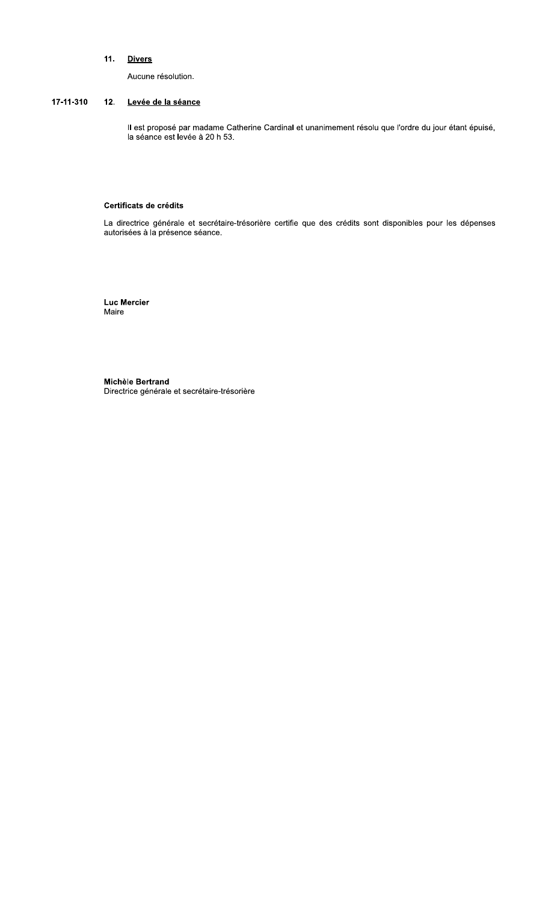## 11. Divers

Aucune résolution.

17-11-310

## 12. Levée de la séance

Il est proposé par madame Catherine Cardinal et unanimement résolu que l'ordre du jour étant épuisé, la séance est levée à 20 h 53.

**Certificats de crédits**

La directrice générale et secrétaire-trésorière certifie que des crédits sont disponibles pour les dépenses autorisées à la présence séance.

**Luc Mercier**
Maire

**Michèle Bertrand**
Directrice générale et secrétaire-trésorière